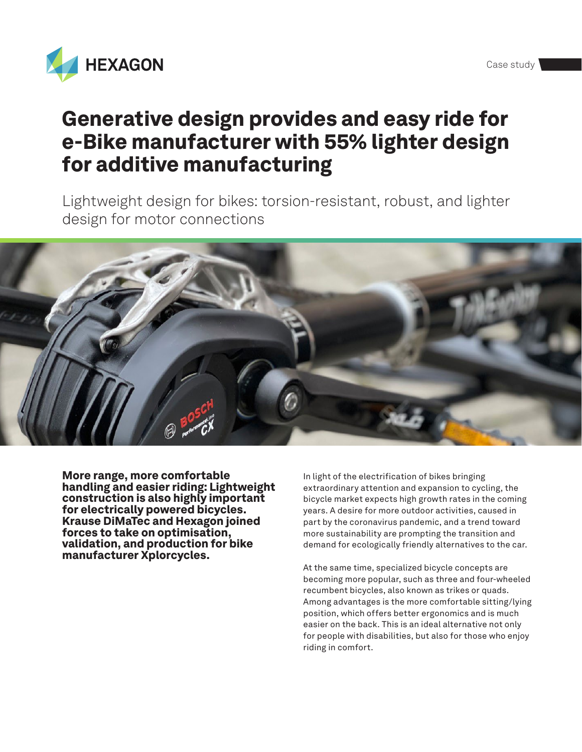# Generative design provides and easy ride for e-Bike manufacturer with 55% lighter design for additive manufacturing

Lightweight design for bikes: torsion-resistant, robust, and lighter design for motor connections

**More range, more comfortable handling and easier riding: Lightweight construction is also highly important for electrically powered bicycles. Krause DiMaTec and Hexagon joined forces to take on optimisation, validation, and production for bike manufacturer Xplorcycles.**

In light of the electrification of bikes bringing extraordinary attention and expansion to cycling, the bicycle market expects high growth rates in the coming years. A desire for more outdoor activities, caused in part by the coronavirus pandemic, and a trend toward more sustainability are prompting the transition and demand for ecologically friendly alternatives to the car.

At the same time, specialized bicycle concepts are becoming more popular, such as three and four-wheeled recumbent bicycles, also known as trikes or quads. Among advantages is the more comfortable sitting/lying position, which offers better ergonomics and is much easier on the back. This is an ideal alternative not only for people with disabilities, but also for those who enjoy riding in comfort.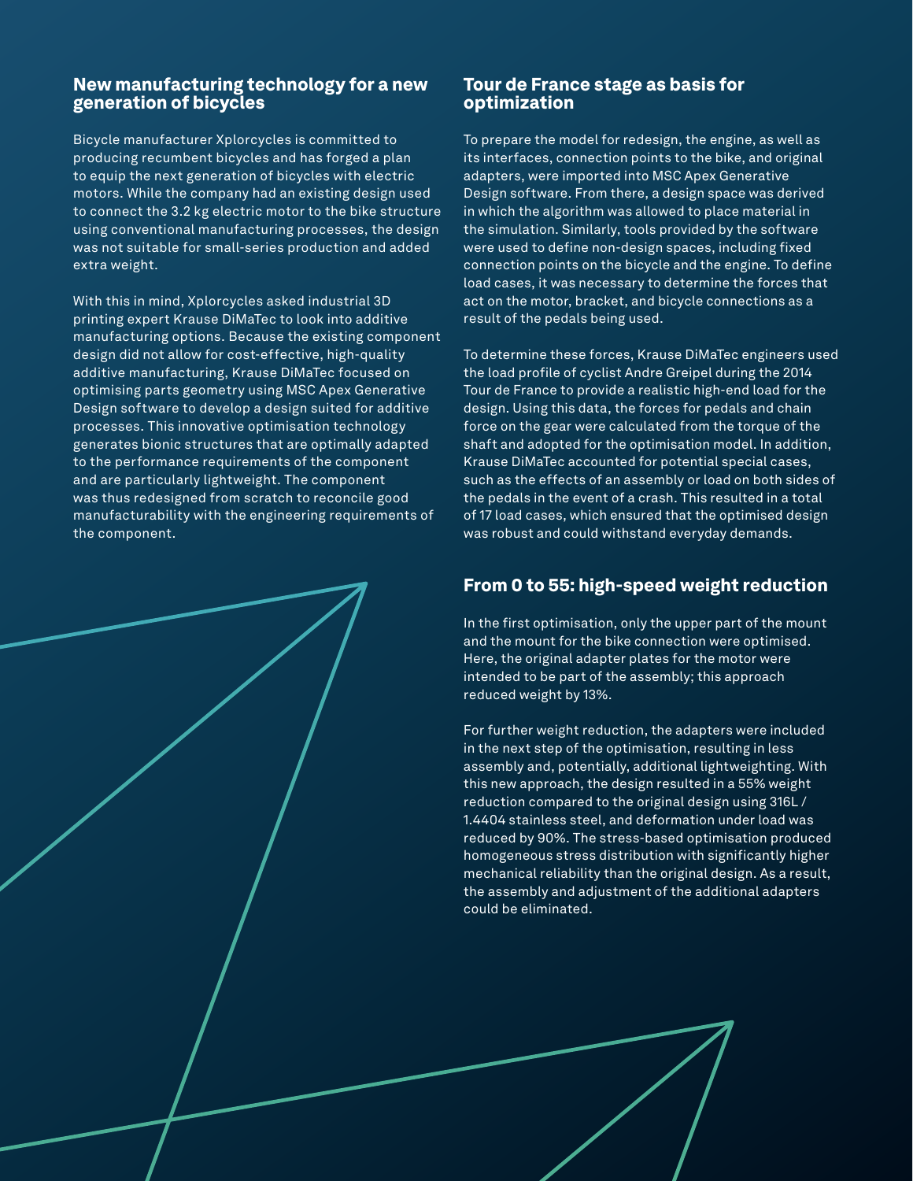## New manufacturing technology for a new generation of bicycles

Bicycle manufacturer Xplorcycles is committed to producing recumbent bicycles and has forged a plan to equip the next generation of bicycles with electric motors. While the company had an existing design used to connect the 3.2 kg electric motor to the bike structure using conventional manufacturing processes, the design was not suitable for small-series production and added extra weight.

With this in mind, Xplorcycles asked industrial 3D printing expert Krause DiMaTec to look into additive manufacturing options. Because the existing component design did not allow for cost-effective, high-quality additive manufacturing, Krause DiMaTec focused on optimising parts geometry using MSC Apex Generative Design software to develop a design suited for additive processes. This innovative optimisation technology generates bionic structures that are optimally adapted to the performance requirements of the component and are particularly lightweight. The component was thus redesigned from scratch to reconcile good manufacturability with the engineering requirements of the component.

## Tour de France stage as basis for optimization

To prepare the model for redesign, the engine, as well as its interfaces, connection points to the bike, and original adapters, were imported into MSC Apex Generative Design software. From there, a design space was derived in which the algorithm was allowed to place material in the simulation. Similarly, tools provided by the software were used to define non-design spaces, including fixed connection points on the bicycle and the engine. To define load cases, it was necessary to determine the forces that act on the motor, bracket, and bicycle connections as a result of the pedals being used.

To determine these forces, Krause DiMaTec engineers used the load profile of cyclist Andre Greipel during the 2014 Tour de France to provide a realistic high-end load for the design. Using this data, the forces for pedals and chain force on the gear were calculated from the torque of the shaft and adopted for the optimisation model. In addition, Krause DiMaTec accounted for potential special cases, such as the effects of an assembly or load on both sides of the pedals in the event of a crash. This resulted in a total of 17 load cases, which ensured that the optimised design was robust and could withstand everyday demands.

## From 0 to 55: high-speed weight reduction

In the first optimisation, only the upper part of the mount and the mount for the bike connection were optimised. Here, the original adapter plates for the motor were intended to be part of the assembly; this approach reduced weight by 13%.

For further weight reduction, the adapters were included in the next step of the optimisation, resulting in less assembly and, potentially, additional lightweighting. With this new approach, the design resulted in a 55% weight reduction compared to the original design using 316L / 1.4404 stainless steel, and deformation under load was reduced by 90%. The stress-based optimisation produced homogeneous stress distribution with significantly higher mechanical reliability than the original design. As a result, the assembly and adjustment of the additional adapters could be eliminated.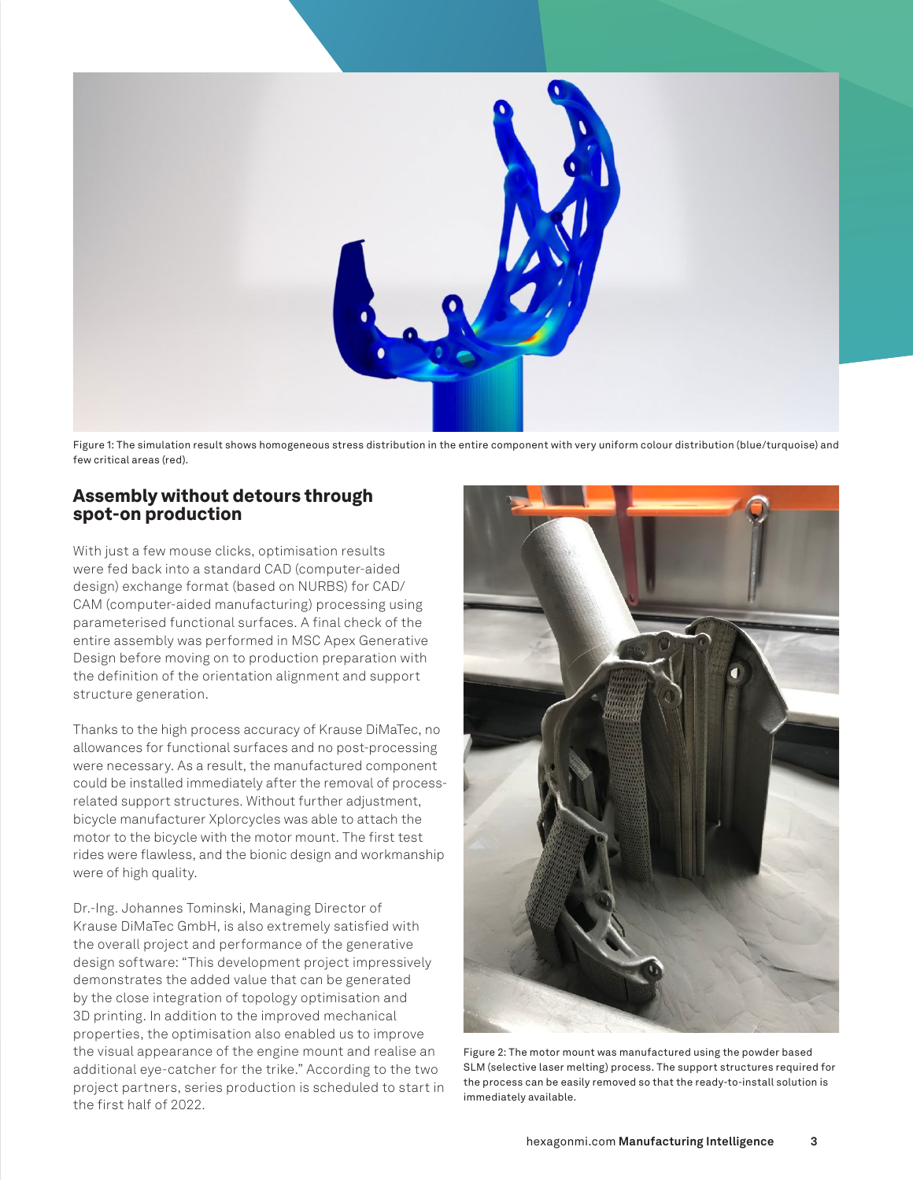Figure 1: The simulation result shows homogeneous stress distribution in the entire component with very uniform colour distribution (blue/turquoise) and few critical areas (red).

## Assembly without detours through spot-on production

With just a few mouse clicks, optimisation results were fed back into a standard CAD (computer-aided design) exchange format (based on NURBS) for CAD/CAM (computer-aided manufacturing) processing using parameterised functional surfaces. A final check of the entire assembly was performed in MSC Apex Generative Design before moving on to production preparation with the definition of the orientation alignment and support structure generation.

Thanks to the high process accuracy of Krause DiMaTec, no allowances for functional surfaces and no post-processing were necessary. As a result, the manufactured component could be installed immediately after the removal of process-related support structures. Without further adjustment, bicycle manufacturer Xplorcycles was able to attach the motor to the bicycle with the motor mount. The first test rides were flawless, and the bionic design and workmanship were of high quality.

Dr.-Ing. Johannes Tominski, Managing Director of Krause DiMaTec GmbH, is also extremely satisfied with the overall project and performance of the generative design software: "This development project impressively demonstrates the added value that can be generated by the close integration of topology optimisation and 3D printing. In addition to the improved mechanical properties, the optimisation also enabled us to improve the visual appearance of the engine mount and realise an additional eye-catcher for the trike." According to the two project partners, series production is scheduled to start in the first half of 2022.

Figure 2: The motor mount was manufactured using the powder based SLM (selective laser melting) process. The support structures required for the process can be easily removed so that the ready-to-install solution is immediately available.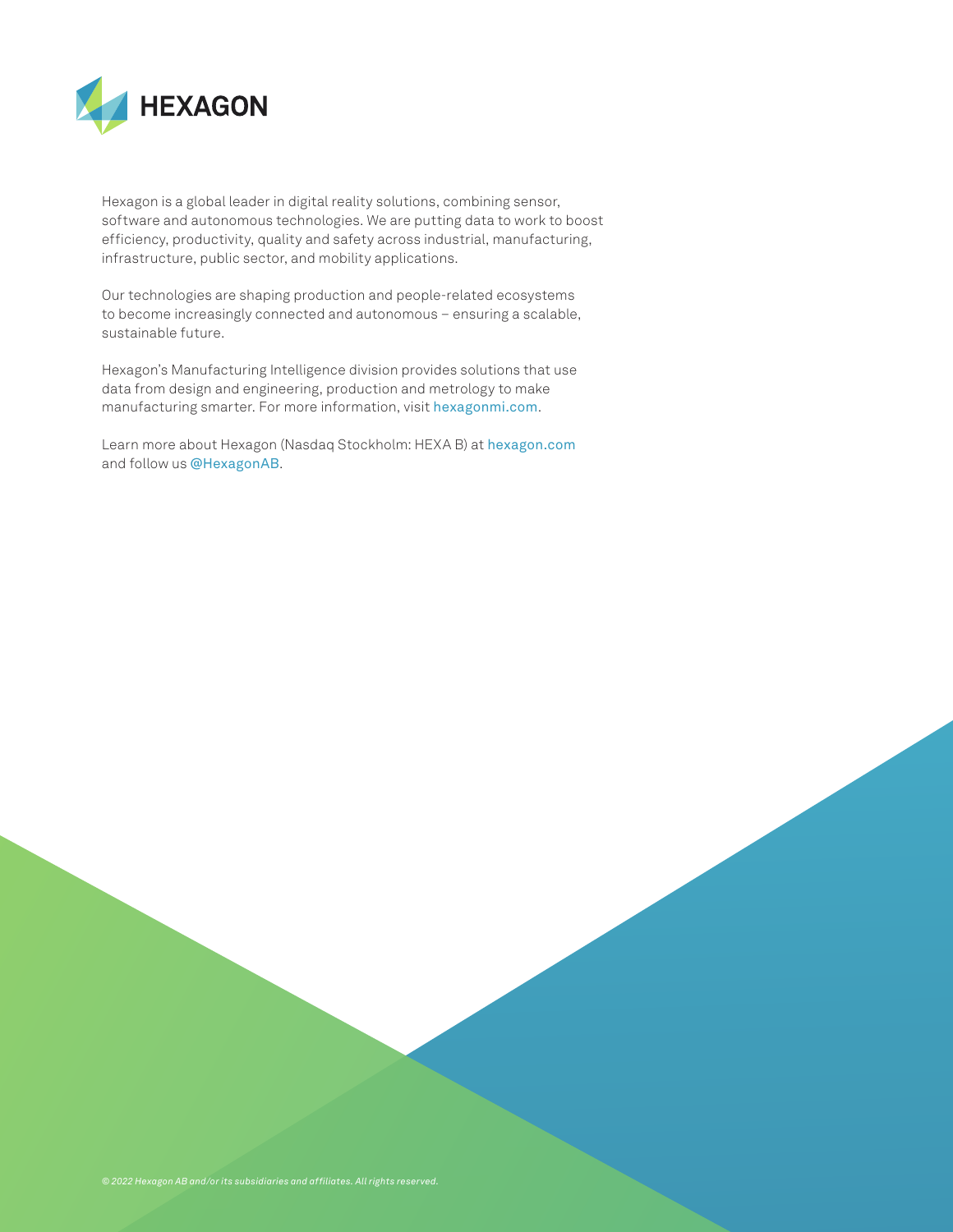# HEXAGON

Hexagon is a global leader in digital reality solutions, combining sensor, software and autonomous technologies. We are putting data to work to boost efficiency, productivity, quality and safety across industrial, manufacturing, infrastructure, public sector, and mobility applications.

Our technologies are shaping production and people-related ecosystems to become increasingly connected and autonomous – ensuring a scalable, sustainable future.

Hexagon's Manufacturing Intelligence division provides solutions that use data from design and engineering, production and metrology to make manufacturing smarter. For more information, visit hexagonmi.com.

Learn more about Hexagon (Nasdaq Stockholm: HEXA B) at hexagon.com and follow us @HexagonAB.

*© 2022 Hexagon AB and/or its subsidiaries and affiliates. All rights reserved.*